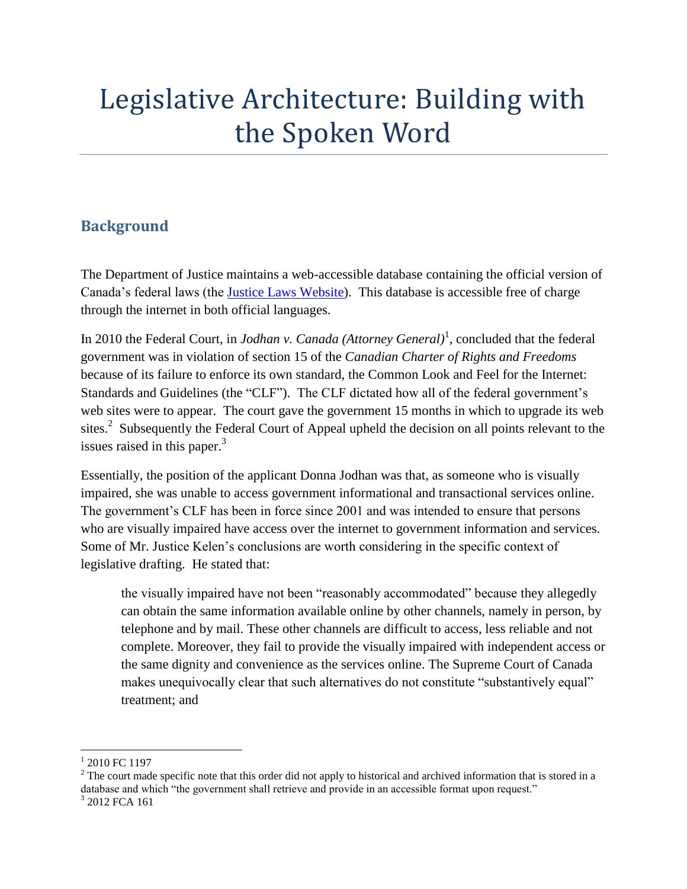# Legislative Architecture: Building with the Spoken Word

## Background

The Department of Justice maintains a web-accessible database containing the official version of Canada's federal laws (the [Justice Laws Website](Justice Laws Website)). This database is accessible free of charge through the internet in both official languages.

In 2010 the Federal Court, in *Jodhan v. Canada (Attorney General)*[1], concluded that the federal government was in violation of section 15 of the *Canadian Charter of Rights and Freedoms* because of its failure to enforce its own standard, the Common Look and Feel for the Internet: Standards and Guidelines (the "CLF"). The CLF dictated how all of the federal government's web sites were to appear. The court gave the government 15 months in which to upgrade its web sites.[2] Subsequently the Federal Court of Appeal upheld the decision on all points relevant to the issues raised in this paper.[3]

Essentially, the position of the applicant Donna Jodhan was that, as someone who is visually impaired, she was unable to access government informational and transactional services online. The government's CLF has been in force since 2001 and was intended to ensure that persons who are visually impaired have access over the internet to government information and services. Some of Mr. Justice Kelen's conclusions are worth considering in the specific context of legislative drafting. He stated that:

> the visually impaired have not been "reasonably accommodated" because they allegedly can obtain the same information available online by other channels, namely in person, by telephone and by mail. These other channels are difficult to access, less reliable and not complete. Moreover, they fail to provide the visually impaired with independent access or the same dignity and convenience as the services online. The Supreme Court of Canada makes unequivocally clear that such alternatives do not constitute "substantively equal" treatment; and

---

[1] 2010 FC 1197

[2] The court made specific note that this order did not apply to historical and archived information that is stored in a database and which "the government shall retrieve and provide in an accessible format upon request."

[3] 2012 FCA 161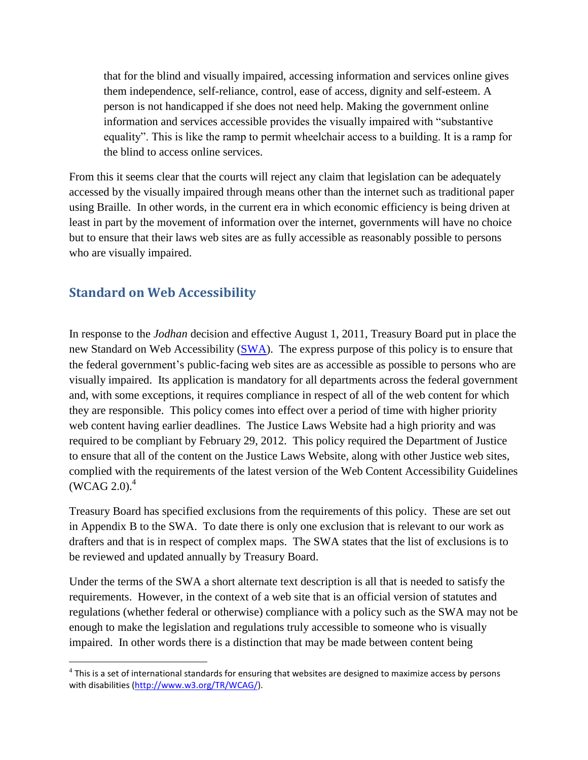> that for the blind and visually impaired, accessing information and services online gives them independence, self-reliance, control, ease of access, dignity and self-esteem. A person is not handicapped if she does not need help. Making the government online information and services accessible provides the visually impaired with "substantive equality". This is like the ramp to permit wheelchair access to a building. It is a ramp for the blind to access online services.

From this it seems clear that the courts will reject any claim that legislation can be adequately accessed by the visually impaired through means other than the internet such as traditional paper using Braille. In other words, in the current era in which economic efficiency is being driven at least in part by the movement of information over the internet, governments will have no choice but to ensure that their laws web sites are as fully accessible as reasonably possible to persons who are visually impaired.

## Standard on Web Accessibility

In response to the *Jodhan* decision and effective August 1, 2011, Treasury Board put in place the new Standard on Web Accessibility (SWA). The express purpose of this policy is to ensure that the federal government's public-facing web sites are as accessible as possible to persons who are visually impaired. Its application is mandatory for all departments across the federal government and, with some exceptions, it requires compliance in respect of all of the web content for which they are responsible. This policy comes into effect over a period of time with higher priority web content having earlier deadlines. The Justice Laws Website had a high priority and was required to be compliant by February 29, 2012. This policy required the Department of Justice to ensure that all of the content on the Justice Laws Website, along with other Justice web sites, complied with the requirements of the latest version of the Web Content Accessibility Guidelines (WCAG 2.0).[4]

Treasury Board has specified exclusions from the requirements of this policy. These are set out in Appendix B to the SWA. To date there is only one exclusion that is relevant to our work as drafters and that is in respect of complex maps. The SWA states that the list of exclusions is to be reviewed and updated annually by Treasury Board.

Under the terms of the SWA a short alternate text description is all that is needed to satisfy the requirements. However, in the context of a web site that is an official version of statutes and regulations (whether federal or otherwise) compliance with a policy such as the SWA may not be enough to make the legislation and regulations truly accessible to someone who is visually impaired. In other words there is a distinction that may be made between content being

[4] This is a set of international standards for ensuring that websites are designed to maximize access by persons with disabilities (http://www.w3.org/TR/WCAG/).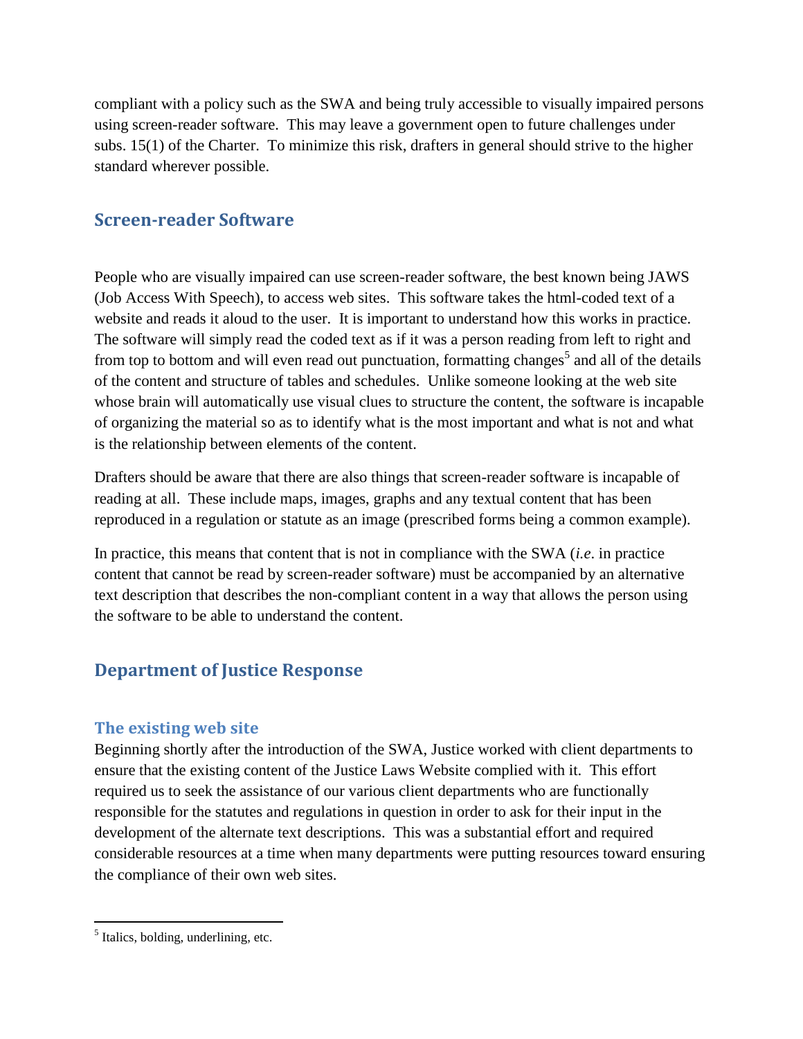compliant with a policy such as the SWA and being truly accessible to visually impaired persons using screen-reader software. This may leave a government open to future challenges under subs. 15(1) of the Charter. To minimize this risk, drafters in general should strive to the higher standard wherever possible.

## Screen-reader Software

People who are visually impaired can use screen-reader software, the best known being JAWS (Job Access With Speech), to access web sites. This software takes the html-coded text of a website and reads it aloud to the user. It is important to understand how this works in practice. The software will simply read the coded text as if it was a person reading from left to right and from top to bottom and will even read out punctuation, formatting changes[5] and all of the details of the content and structure of tables and schedules. Unlike someone looking at the web site whose brain will automatically use visual clues to structure the content, the software is incapable of organizing the material so as to identify what is the most important and what is not and what is the relationship between elements of the content.

Drafters should be aware that there are also things that screen-reader software is incapable of reading at all. These include maps, images, graphs and any textual content that has been reproduced in a regulation or statute as an image (prescribed forms being a common example).

In practice, this means that content that is not in compliance with the SWA (*i.e*. in practice content that cannot be read by screen-reader software) must be accompanied by an alternative text description that describes the non-compliant content in a way that allows the person using the software to be able to understand the content.

## Department of Justice Response

### The existing web site

Beginning shortly after the introduction of the SWA, Justice worked with client departments to ensure that the existing content of the Justice Laws Website complied with it. This effort required us to seek the assistance of our various client departments who are functionally responsible for the statutes and regulations in question in order to ask for their input in the development of the alternate text descriptions. This was a substantial effort and required considerable resources at a time when many departments were putting resources toward ensuring the compliance of their own web sites.

[5] Italics, bolding, underlining, etc.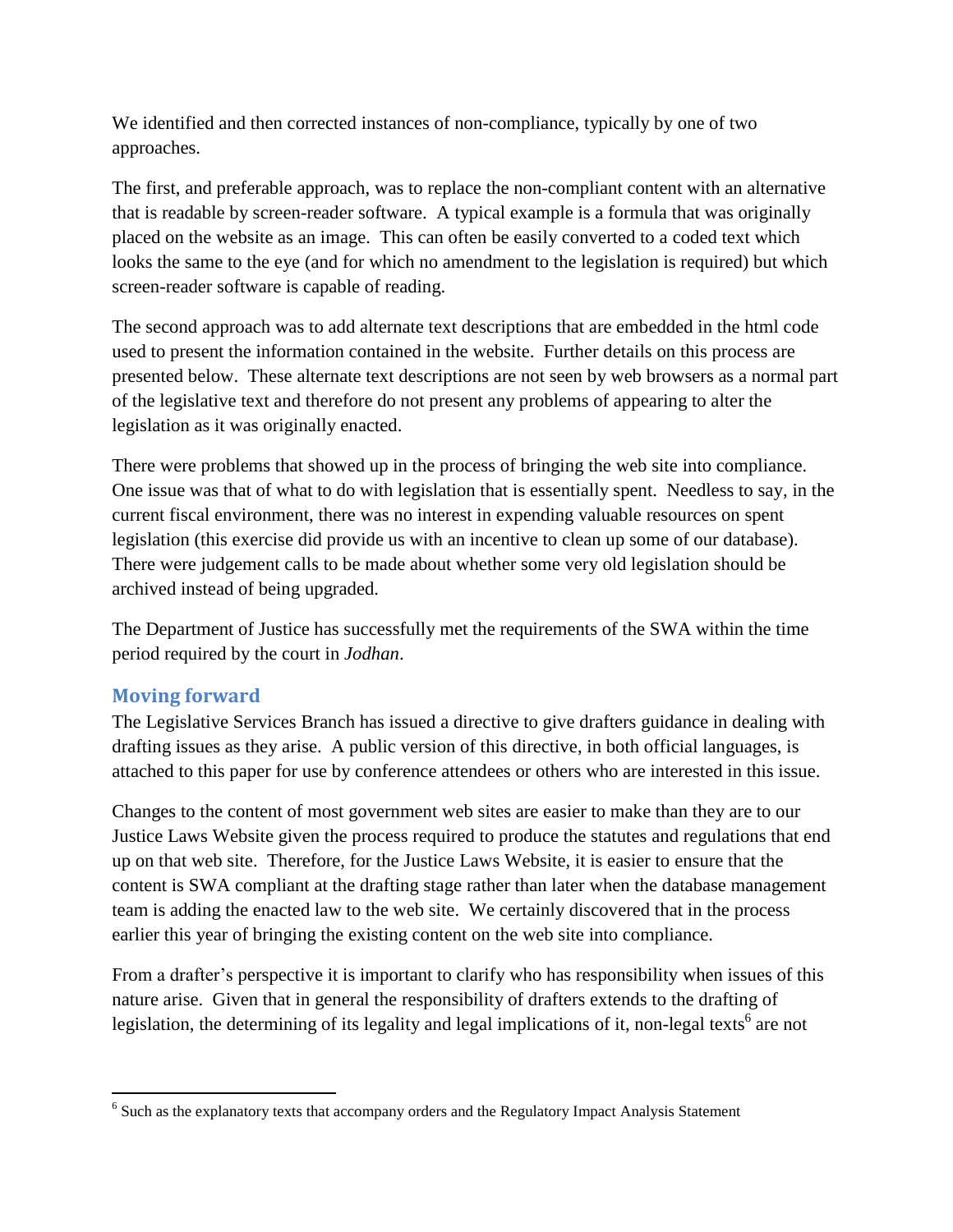We identified and then corrected instances of non-compliance, typically by one of two approaches.

The first, and preferable approach, was to replace the non-compliant content with an alternative that is readable by screen-reader software. A typical example is a formula that was originally placed on the website as an image. This can often be easily converted to a coded text which looks the same to the eye (and for which no amendment to the legislation is required) but which screen-reader software is capable of reading.

The second approach was to add alternate text descriptions that are embedded in the html code used to present the information contained in the website. Further details on this process are presented below. These alternate text descriptions are not seen by web browsers as a normal part of the legislative text and therefore do not present any problems of appearing to alter the legislation as it was originally enacted.

There were problems that showed up in the process of bringing the web site into compliance. One issue was that of what to do with legislation that is essentially spent. Needless to say, in the current fiscal environment, there was no interest in expending valuable resources on spent legislation (this exercise did provide us with an incentive to clean up some of our database). There were judgement calls to be made about whether some very old legislation should be archived instead of being upgraded.

The Department of Justice has successfully met the requirements of the SWA within the time period required by the court in *Jodhan*.

## Moving forward

The Legislative Services Branch has issued a directive to give drafters guidance in dealing with drafting issues as they arise. A public version of this directive, in both official languages, is attached to this paper for use by conference attendees or others who are interested in this issue.

Changes to the content of most government web sites are easier to make than they are to our Justice Laws Website given the process required to produce the statutes and regulations that end up on that web site. Therefore, for the Justice Laws Website, it is easier to ensure that the content is SWA compliant at the drafting stage rather than later when the database management team is adding the enacted law to the web site. We certainly discovered that in the process earlier this year of bringing the existing content on the web site into compliance.

From a drafter's perspective it is important to clarify who has responsibility when issues of this nature arise. Given that in general the responsibility of drafters extends to the drafting of legislation, the determining of its legality and legal implications of it, non-legal texts[6] are not

[6] Such as the explanatory texts that accompany orders and the Regulatory Impact Analysis Statement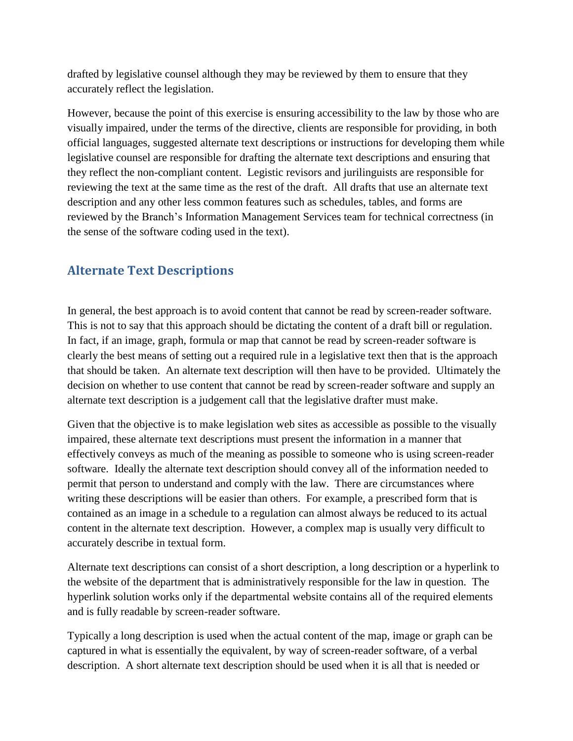drafted by legislative counsel although they may be reviewed by them to ensure that they accurately reflect the legislation.

However, because the point of this exercise is ensuring accessibility to the law by those who are visually impaired, under the terms of the directive, clients are responsible for providing, in both official languages, suggested alternate text descriptions or instructions for developing them while legislative counsel are responsible for drafting the alternate text descriptions and ensuring that they reflect the non-compliant content. Legistic revisors and jurilinguists are responsible for reviewing the text at the same time as the rest of the draft. All drafts that use an alternate text description and any other less common features such as schedules, tables, and forms are reviewed by the Branch's Information Management Services team for technical correctness (in the sense of the software coding used in the text).

## Alternate Text Descriptions

In general, the best approach is to avoid content that cannot be read by screen-reader software. This is not to say that this approach should be dictating the content of a draft bill or regulation. In fact, if an image, graph, formula or map that cannot be read by screen-reader software is clearly the best means of setting out a required rule in a legislative text then that is the approach that should be taken. An alternate text description will then have to be provided. Ultimately the decision on whether to use content that cannot be read by screen-reader software and supply an alternate text description is a judgement call that the legislative drafter must make.

Given that the objective is to make legislation web sites as accessible as possible to the visually impaired, these alternate text descriptions must present the information in a manner that effectively conveys as much of the meaning as possible to someone who is using screen-reader software. Ideally the alternate text description should convey all of the information needed to permit that person to understand and comply with the law. There are circumstances where writing these descriptions will be easier than others. For example, a prescribed form that is contained as an image in a schedule to a regulation can almost always be reduced to its actual content in the alternate text description. However, a complex map is usually very difficult to accurately describe in textual form.

Alternate text descriptions can consist of a short description, a long description or a hyperlink to the website of the department that is administratively responsible for the law in question. The hyperlink solution works only if the departmental website contains all of the required elements and is fully readable by screen-reader software.

Typically a long description is used when the actual content of the map, image or graph can be captured in what is essentially the equivalent, by way of screen-reader software, of a verbal description. A short alternate text description should be used when it is all that is needed or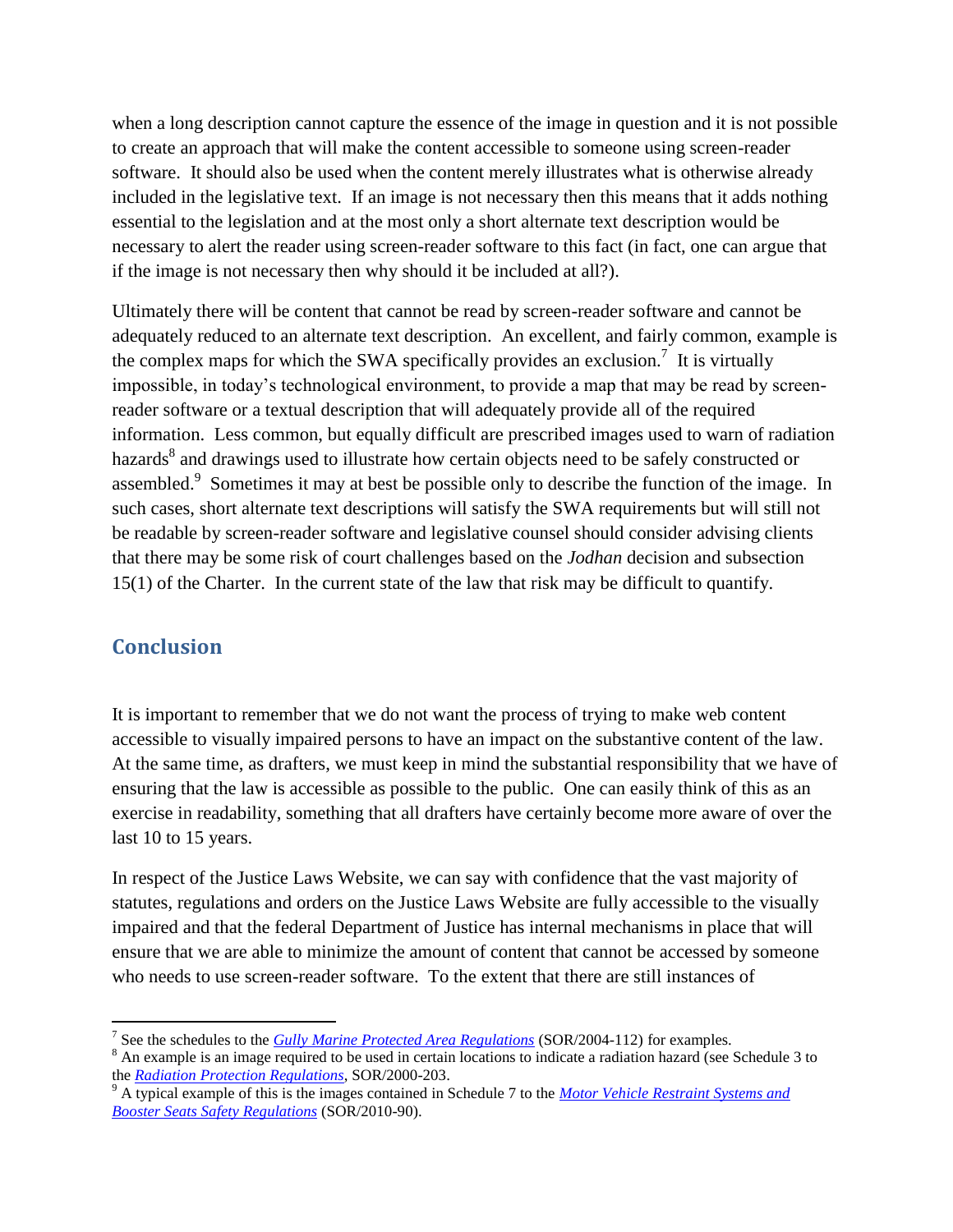when a long description cannot capture the essence of the image in question and it is not possible to create an approach that will make the content accessible to someone using screen-reader software. It should also be used when the content merely illustrates what is otherwise already included in the legislative text. If an image is not necessary then this means that it adds nothing essential to the legislation and at the most only a short alternate text description would be necessary to alert the reader using screen-reader software to this fact (in fact, one can argue that if the image is not necessary then why should it be included at all?).

Ultimately there will be content that cannot be read by screen-reader software and cannot be adequately reduced to an alternate text description. An excellent, and fairly common, example is the complex maps for which the SWA specifically provides an exclusion.[7] It is virtually impossible, in today's technological environment, to provide a map that may be read by screen-reader software or a textual description that will adequately provide all of the required information. Less common, but equally difficult are prescribed images used to warn of radiation hazards[8] and drawings used to illustrate how certain objects need to be safely constructed or assembled.[9] Sometimes it may at best be possible only to describe the function of the image. In such cases, short alternate text descriptions will satisfy the SWA requirements but will still not be readable by screen-reader software and legislative counsel should consider advising clients that there may be some risk of court challenges based on the *Jodhan* decision and subsection 15(1) of the Charter. In the current state of the law that risk may be difficult to quantify.

## Conclusion

It is important to remember that we do not want the process of trying to make web content accessible to visually impaired persons to have an impact on the substantive content of the law. At the same time, as drafters, we must keep in mind the substantial responsibility that we have of ensuring that the law is accessible as possible to the public. One can easily think of this as an exercise in readability, something that all drafters have certainly become more aware of over the last 10 to 15 years.

In respect of the Justice Laws Website, we can say with confidence that the vast majority of statutes, regulations and orders on the Justice Laws Website are fully accessible to the visually impaired and that the federal Department of Justice has internal mechanisms in place that will ensure that we are able to minimize the amount of content that cannot be accessed by someone who needs to use screen-reader software. To the extent that there are still instances of

---

[7] See the schedules to the *Gully Marine Protected Area Regulations* (SOR/2004-112) for examples.

[8] An example is an image required to be used in certain locations to indicate a radiation hazard (see Schedule 3 to the *Radiation Protection Regulations*, SOR/2000-203.

[9] A typical example of this is the images contained in Schedule 7 to the *Motor Vehicle Restraint Systems and Booster Seats Safety Regulations* (SOR/2010-90).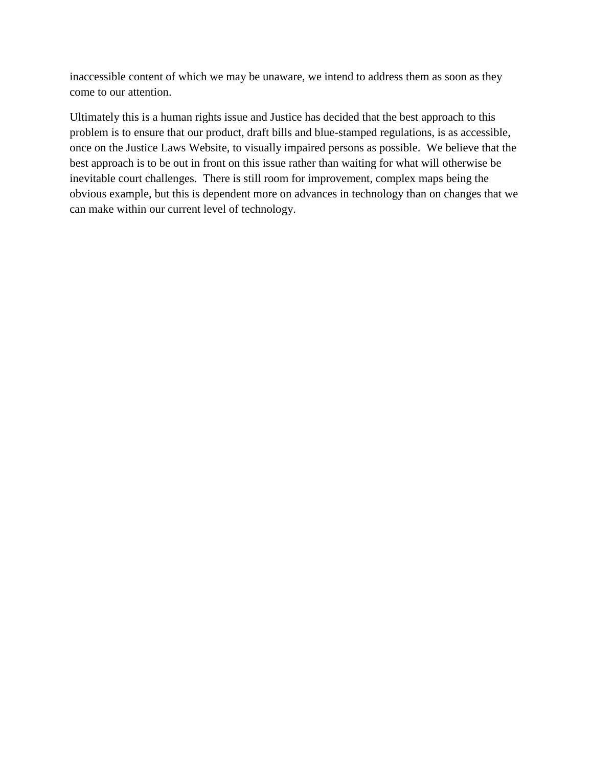inaccessible content of which we may be unaware, we intend to address them as soon as they come to our attention.

Ultimately this is a human rights issue and Justice has decided that the best approach to this problem is to ensure that our product, draft bills and blue-stamped regulations, is as accessible, once on the Justice Laws Website, to visually impaired persons as possible. We believe that the best approach is to be out in front on this issue rather than waiting for what will otherwise be inevitable court challenges. There is still room for improvement, complex maps being the obvious example, but this is dependent more on advances in technology than on changes that we can make within our current level of technology.